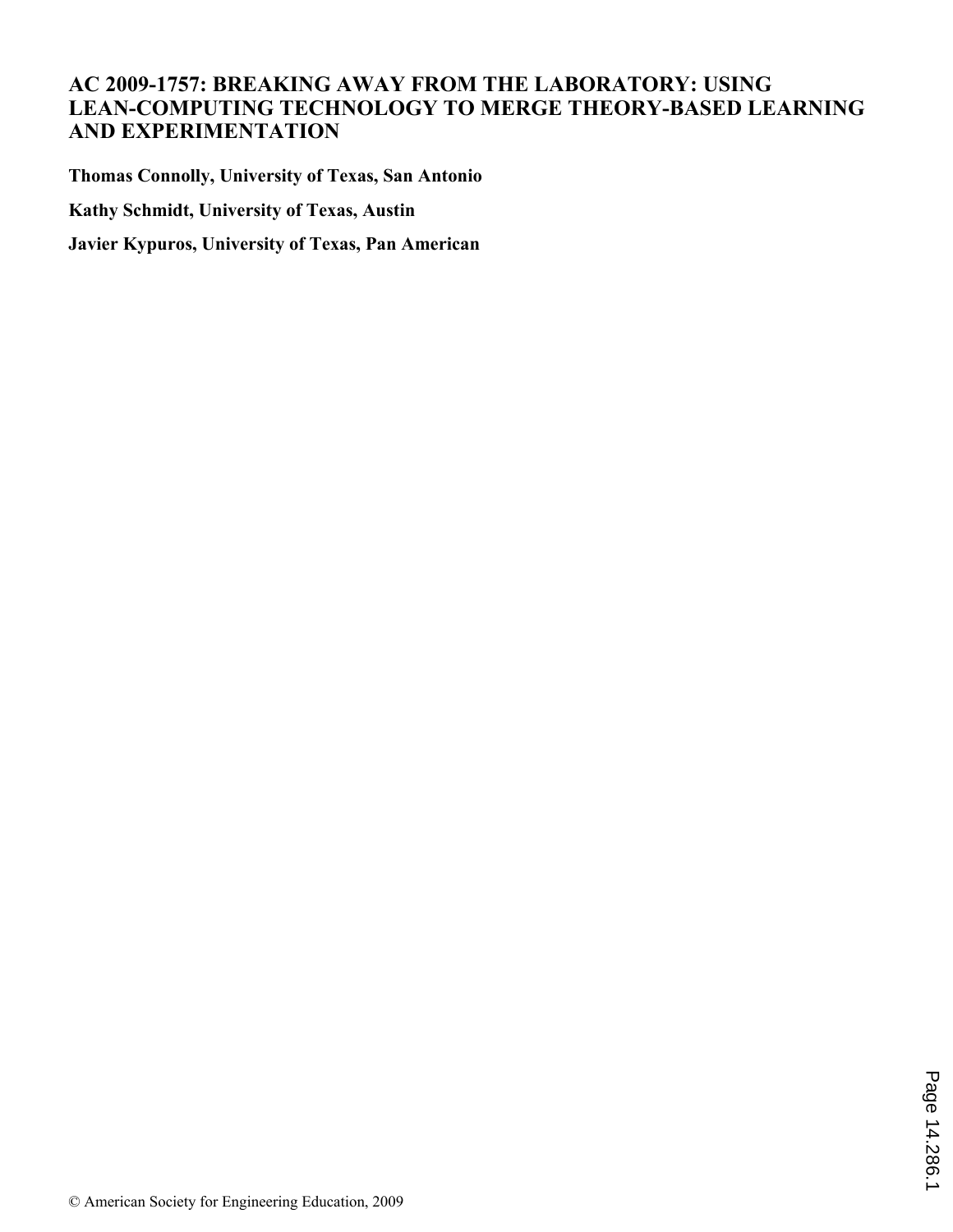# AC 2009-1757: BREAKING AWAY FROM THE LABORATORY: USING LEAN-COMPUTING TECHNOLOGY TO MERGE THEORY-BASED LEARNING AND EXPERIMENTATION

**Thomas Connolly, University of Texas, San Antonio**

**Kathy Schmidt, University of Texas, Austin**

**Javier Kypuros, University of Texas, Pan American**

© American Society for Engineering Education, 2009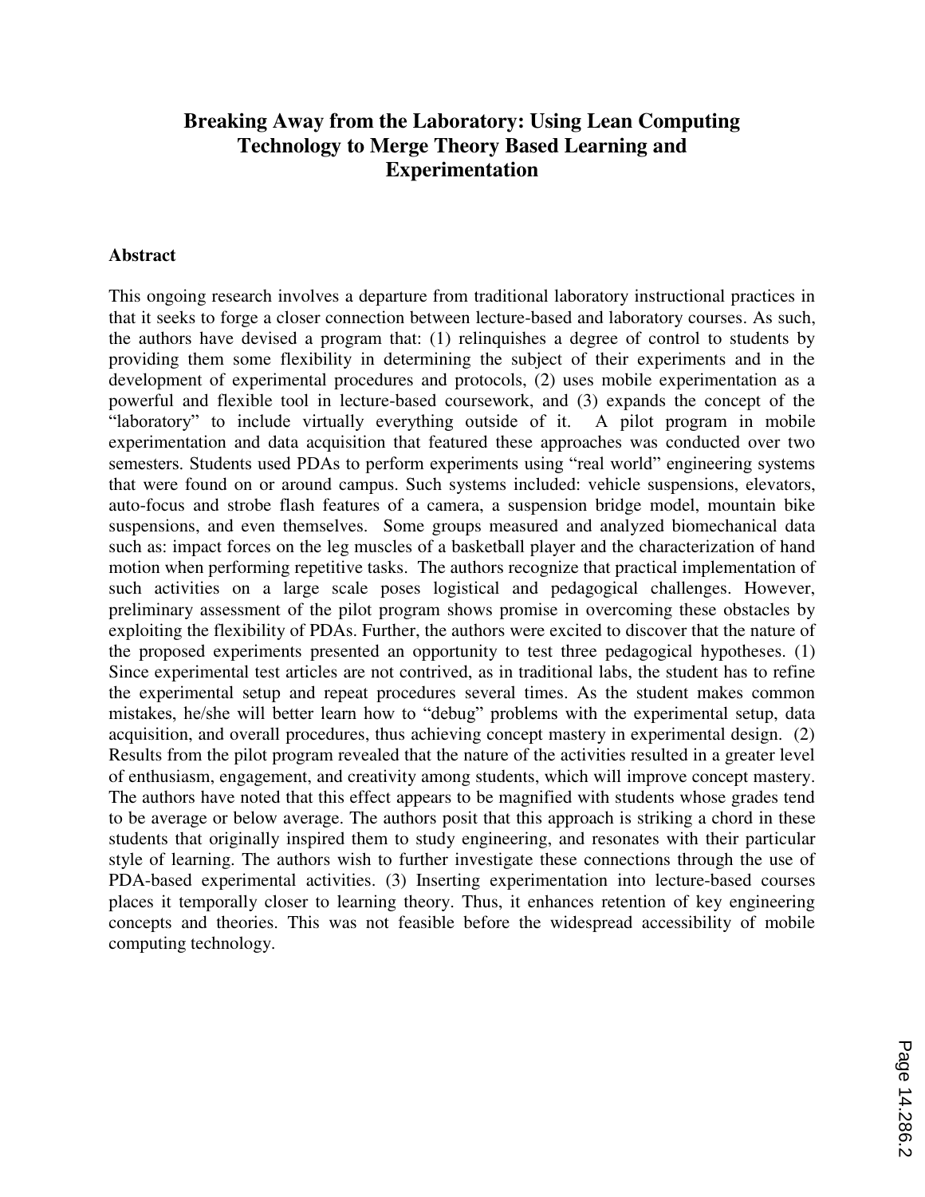# Breaking Away from the Laboratory: Using Lean Computing Technology to Merge Theory Based Learning and Experimentation

## Abstract

This ongoing research involves a departure from traditional laboratory instructional practices in that it seeks to forge a closer connection between lecture-based and laboratory courses. As such, the authors have devised a program that: (1) relinquishes a degree of control to students by providing them some flexibility in determining the subject of their experiments and in the development of experimental procedures and protocols, (2) uses mobile experimentation as a powerful and flexible tool in lecture-based coursework, and (3) expands the concept of the "laboratory" to include virtually everything outside of it. A pilot program in mobile experimentation and data acquisition that featured these approaches was conducted over two semesters. Students used PDAs to perform experiments using "real world" engineering systems that were found on or around campus. Such systems included: vehicle suspensions, elevators, auto-focus and strobe flash features of a camera, a suspension bridge model, mountain bike suspensions, and even themselves. Some groups measured and analyzed biomechanical data such as: impact forces on the leg muscles of a basketball player and the characterization of hand motion when performing repetitive tasks. The authors recognize that practical implementation of such activities on a large scale poses logistical and pedagogical challenges. However, preliminary assessment of the pilot program shows promise in overcoming these obstacles by exploiting the flexibility of PDAs. Further, the authors were excited to discover that the nature of the proposed experiments presented an opportunity to test three pedagogical hypotheses. (1) Since experimental test articles are not contrived, as in traditional labs, the student has to refine the experimental setup and repeat procedures several times. As the student makes common mistakes, he/she will better learn how to "debug" problems with the experimental setup, data acquisition, and overall procedures, thus achieving concept mastery in experimental design. (2) Results from the pilot program revealed that the nature of the activities resulted in a greater level of enthusiasm, engagement, and creativity among students, which will improve concept mastery. The authors have noted that this effect appears to be magnified with students whose grades tend to be average or below average. The authors posit that this approach is striking a chord in these students that originally inspired them to study engineering, and resonates with their particular style of learning. The authors wish to further investigate these connections through the use of PDA-based experimental activities. (3) Inserting experimentation into lecture-based courses places it temporally closer to learning theory. Thus, it enhances retention of key engineering concepts and theories. This was not feasible before the widespread accessibility of mobile computing technology.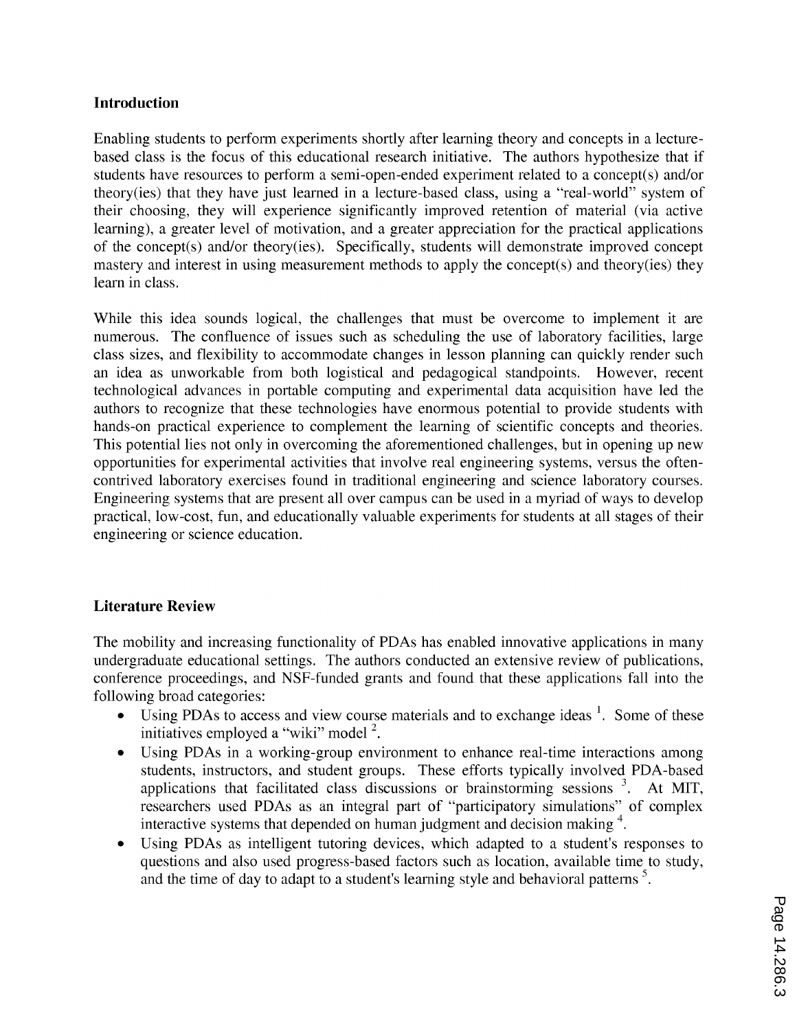## Introduction

Enabling students to perform experiments shortly after learning theory and concepts in a lecture-based class is the focus of this educational research initiative. The authors hypothesize that if students have resources to perform a semi-open-ended experiment related to a concept(s) and/or theory(ies) that they have just learned in a lecture-based class, using a "real-world" system of their choosing, they will experience significantly improved retention of material (via active learning), a greater level of motivation, and a greater appreciation for the practical applications of the concept(s) and/or theory(ies). Specifically, students will demonstrate improved concept mastery and interest in using measurement methods to apply the concept(s) and theory(ies) they learn in class.

While this idea sounds logical, the challenges that must be overcome to implement it are numerous. The confluence of issues such as scheduling the use of laboratory facilities, large class sizes, and flexibility to accommodate changes in lesson planning can quickly render such an idea as unworkable from both logistical and pedagogical standpoints. However, recent technological advances in portable computing and experimental data acquisition have led the authors to recognize that these technologies have enormous potential to provide students with hands-on practical experience to complement the learning of scientific concepts and theories. This potential lies not only in overcoming the aforementioned challenges, but in opening up new opportunities for experimental activities that involve real engineering systems, versus the often-contrived laboratory exercises found in traditional engineering and science laboratory courses. Engineering systems that are present all over campus can be used in a myriad of ways to develop practical, low-cost, fun, and educationally valuable experiments for students at all stages of their engineering or science education.

## Literature Review

The mobility and increasing functionality of PDAs has enabled innovative applications in many undergraduate educational settings. The authors conducted an extensive review of publications, conference proceedings, and NSF-funded grants and found that these applications fall into the following broad categories:

- Using PDAs to access and view course materials and to exchange ideas [1]. Some of these initiatives employed a "wiki" model [2].
- Using PDAs in a working-group environment to enhance real-time interactions among students, instructors, and student groups. These efforts typically involved PDA-based applications that facilitated class discussions or brainstorming sessions [3]. At MIT, researchers used PDAs as an integral part of "participatory simulations" of complex interactive systems that depended on human judgment and decision making [4].
- Using PDAs as intelligent tutoring devices, which adapted to a student's responses to questions and also used progress-based factors such as location, available time to study, and the time of day to adapt to a student's learning style and behavioral patterns [5].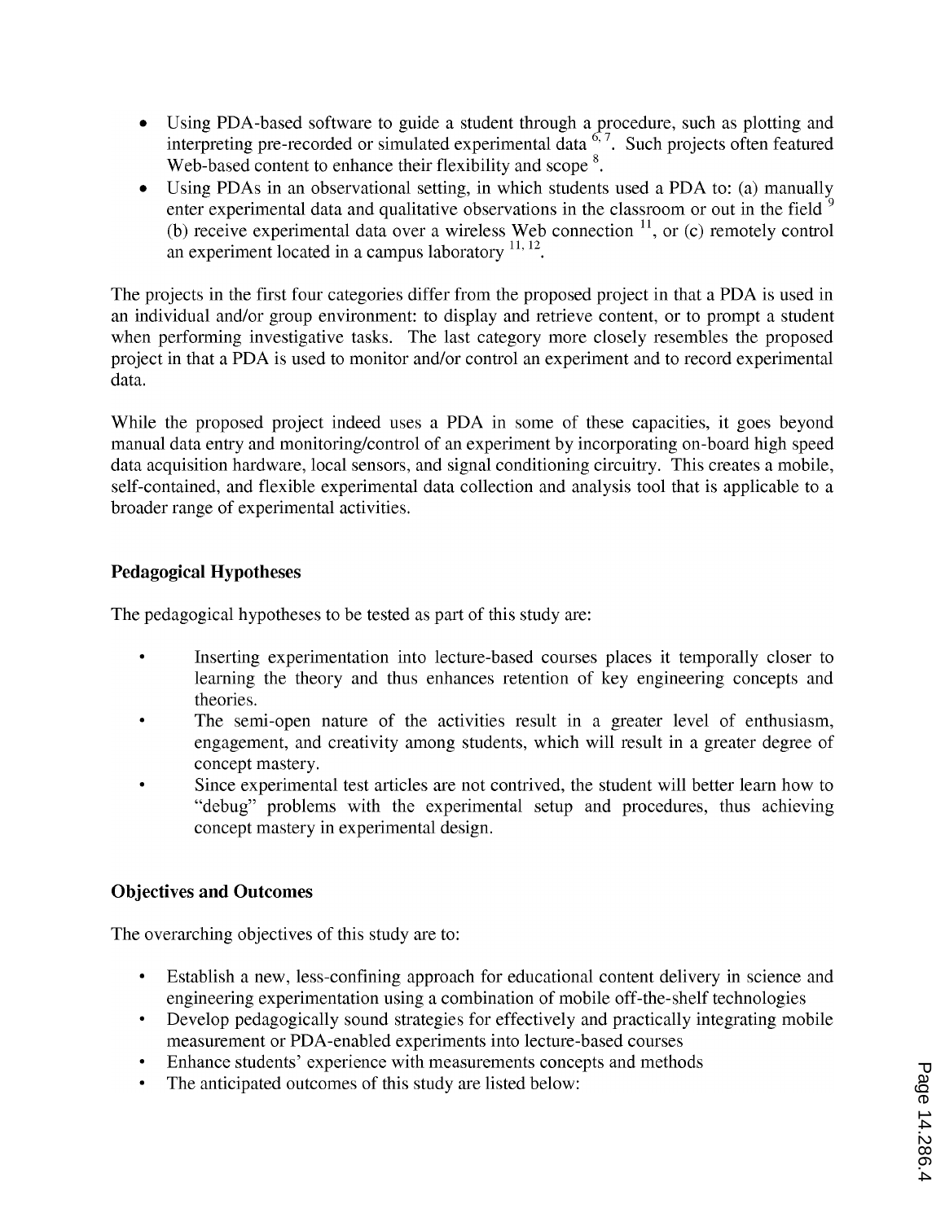- Using PDA-based software to guide a student through a procedure, such as plotting and interpreting pre-recorded or simulated experimental data [6, 7]. Such projects often featured Web-based content to enhance their flexibility and scope [8].
- Using PDAs in an observational setting, in which students used a PDA to: (a) manually enter experimental data and qualitative observations in the classroom or out in the field [9] (b) receive experimental data over a wireless Web connection [11], or (c) remotely control an experiment located in a campus laboratory [11, 12].

The projects in the first four categories differ from the proposed project in that a PDA is used in an individual and/or group environment: to display and retrieve content, or to prompt a student when performing investigative tasks. The last category more closely resembles the proposed project in that a PDA is used to monitor and/or control an experiment and to record experimental data.

While the proposed project indeed uses a PDA in some of these capacities, it goes beyond manual data entry and monitoring/control of an experiment by incorporating on-board high speed data acquisition hardware, local sensors, and signal conditioning circuitry. This creates a mobile, self-contained, and flexible experimental data collection and analysis tool that is applicable to a broader range of experimental activities.

## Pedagogical Hypotheses

The pedagogical hypotheses to be tested as part of this study are:

- Inserting experimentation into lecture-based courses places it temporally closer to learning the theory and thus enhances retention of key engineering concepts and theories.
- The semi-open nature of the activities result in a greater level of enthusiasm, engagement, and creativity among students, which will result in a greater degree of concept mastery.
- Since experimental test articles are not contrived, the student will better learn how to "debug" problems with the experimental setup and procedures, thus achieving concept mastery in experimental design.

## Objectives and Outcomes

The overarching objectives of this study are to:

- Establish a new, less-confining approach for educational content delivery in science and engineering experimentation using a combination of mobile off-the-shelf technologies
- Develop pedagogically sound strategies for effectively and practically integrating mobile measurement or PDA-enabled experiments into lecture-based courses
- Enhance students' experience with measurements concepts and methods
- The anticipated outcomes of this study are listed below: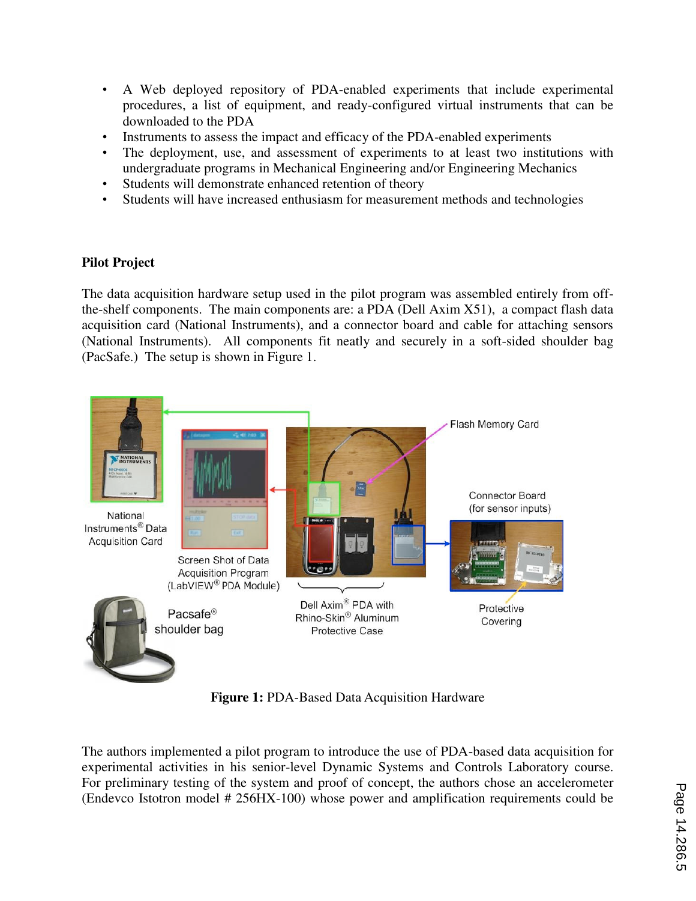- A Web deployed repository of PDA-enabled experiments that include experimental procedures, a list of equipment, and ready-configured virtual instruments that can be downloaded to the PDA
- Instruments to assess the impact and efficacy of the PDA-enabled experiments
- The deployment, use, and assessment of experiments to at least two institutions with undergraduate programs in Mechanical Engineering and/or Engineering Mechanics
- Students will demonstrate enhanced retention of theory
- Students will have increased enthusiasm for measurement methods and technologies

**Pilot Project**

The data acquisition hardware setup used in the pilot program was assembled entirely from off-the-shelf components. The main components are: a PDA (Dell Axim X51), a compact flash data acquisition card (National Instruments), and a connector board and cable for attaching sensors (National Instruments). All components fit neatly and securely in a soft-sided shoulder bag (PacSafe.) The setup is shown in Figure 1.

**Figure 1:** PDA-Based Data Acquisition Hardware

The authors implemented a pilot program to introduce the use of PDA-based data acquisition for experimental activities in his senior-level Dynamic Systems and Controls Laboratory course. For preliminary testing of the system and proof of concept, the authors chose an accelerometer (Endevco Istotron model # 256HX-100) whose power and amplification requirements could be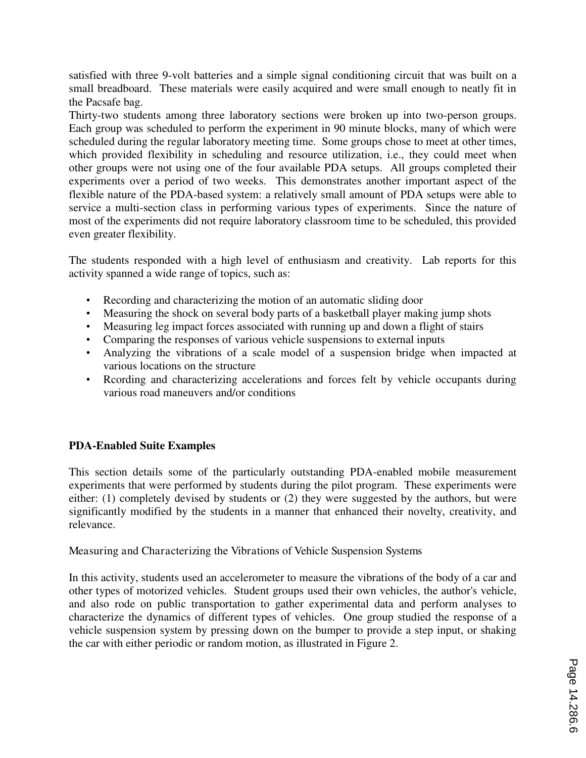satisfied with three 9-volt batteries and a simple signal conditioning circuit that was built on a small breadboard. These materials were easily acquired and were small enough to neatly fit in the Pacsafe bag.
Thirty-two students among three laboratory sections were broken up into two-person groups. Each group was scheduled to perform the experiment in 90 minute blocks, many of which were scheduled during the regular laboratory meeting time. Some groups chose to meet at other times, which provided flexibility in scheduling and resource utilization, i.e., they could meet when other groups were not using one of the four available PDA setups. All groups completed their experiments over a period of two weeks. This demonstrates another important aspect of the flexible nature of the PDA-based system: a relatively small amount of PDA setups were able to service a multi-section class in performing various types of experiments. Since the nature of most of the experiments did not require laboratory classroom time to be scheduled, this provided even greater flexibility.

The students responded with a high level of enthusiasm and creativity. Lab reports for this activity spanned a wide range of topics, such as:

- Recording and characterizing the motion of an automatic sliding door
- Measuring the shock on several body parts of a basketball player making jump shots
- Measuring leg impact forces associated with running up and down a flight of stairs
- Comparing the responses of various vehicle suspensions to external inputs
- Analyzing the vibrations of a scale model of a suspension bridge when impacted at various locations on the structure
- Rcording and characterizing accelerations and forces felt by vehicle occupants during various road maneuvers and/or conditions

## PDA-Enabled Suite Examples

This section details some of the particularly outstanding PDA-enabled mobile measurement experiments that were performed by students during the pilot program. These experiments were either: (1) completely devised by students or (2) they were suggested by the authors, but were significantly modified by the students in a manner that enhanced their novelty, creativity, and relevance.

### Measuring and Characterizing the Vibrations of Vehicle Suspension Systems

In this activity, students used an accelerometer to measure the vibrations of the body of a car and other types of motorized vehicles. Student groups used their own vehicles, the author's vehicle, and also rode on public transportation to gather experimental data and perform analyses to characterize the dynamics of different types of vehicles. One group studied the response of a vehicle suspension system by pressing down on the bumper to provide a step input, or shaking the car with either periodic or random motion, as illustrated in Figure 2.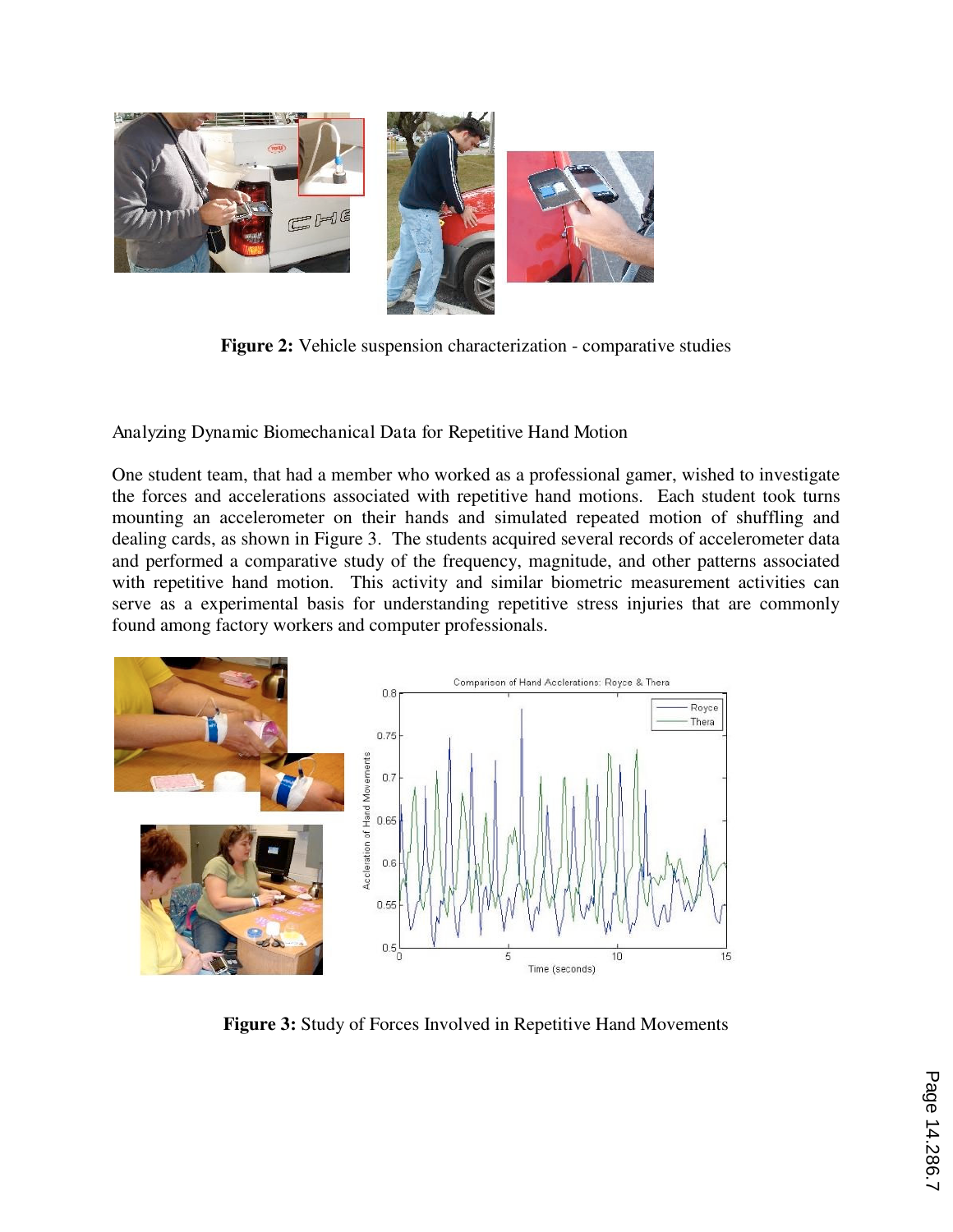**Figure 2:** Vehicle suspension characterization - comparative studies

Analyzing Dynamic Biomechanical Data for Repetitive Hand Motion

One student team, that had a member who worked as a professional gamer, wished to investigate the forces and accelerations associated with repetitive hand motions. Each student took turns mounting an accelerometer on their hands and simulated repeated motion of shuffling and dealing cards, as shown in Figure 3. The students acquired several records of accelerometer data and performed a comparative study of the frequency, magnitude, and other patterns associated with repetitive hand motion. This activity and similar biometric measurement activities can serve as a experimental basis for understanding repetitive stress injuries that are commonly found among factory workers and computer professionals.

**Figure 3:** Study of Forces Involved in Repetitive Hand Movements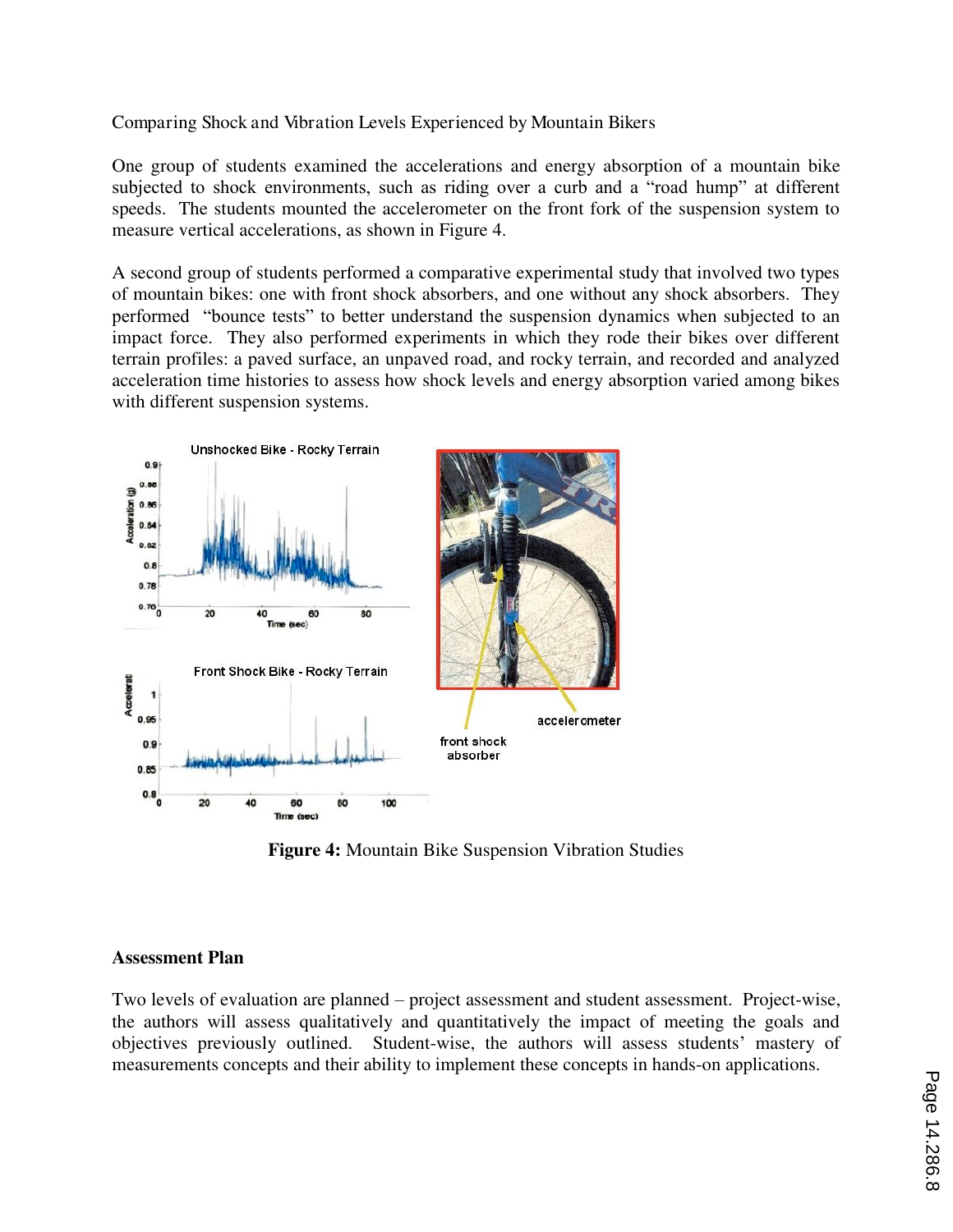Comparing Shock and Vibration Levels Experienced by Mountain Bikers

One group of students examined the accelerations and energy absorption of a mountain bike subjected to shock environments, such as riding over a curb and a "road hump" at different speeds. The students mounted the accelerometer on the front fork of the suspension system to measure vertical accelerations, as shown in Figure 4.

A second group of students performed a comparative experimental study that involved two types of mountain bikes: one with front shock absorbers, and one without any shock absorbers. They performed "bounce tests" to better understand the suspension dynamics when subjected to an impact force. They also performed experiments in which they rode their bikes over different terrain profiles: a paved surface, an unpaved road, and rocky terrain, and recorded and analyzed acceleration time histories to assess how shock levels and energy absorption varied among bikes with different suspension systems.

**Figure 4:** Mountain Bike Suspension Vibration Studies

## Assessment Plan

Two levels of evaluation are planned – project assessment and student assessment. Project-wise, the authors will assess qualitatively and quantitatively the impact of meeting the goals and objectives previously outlined. Student-wise, the authors will assess students' mastery of measurements concepts and their ability to implement these concepts in hands-on applications.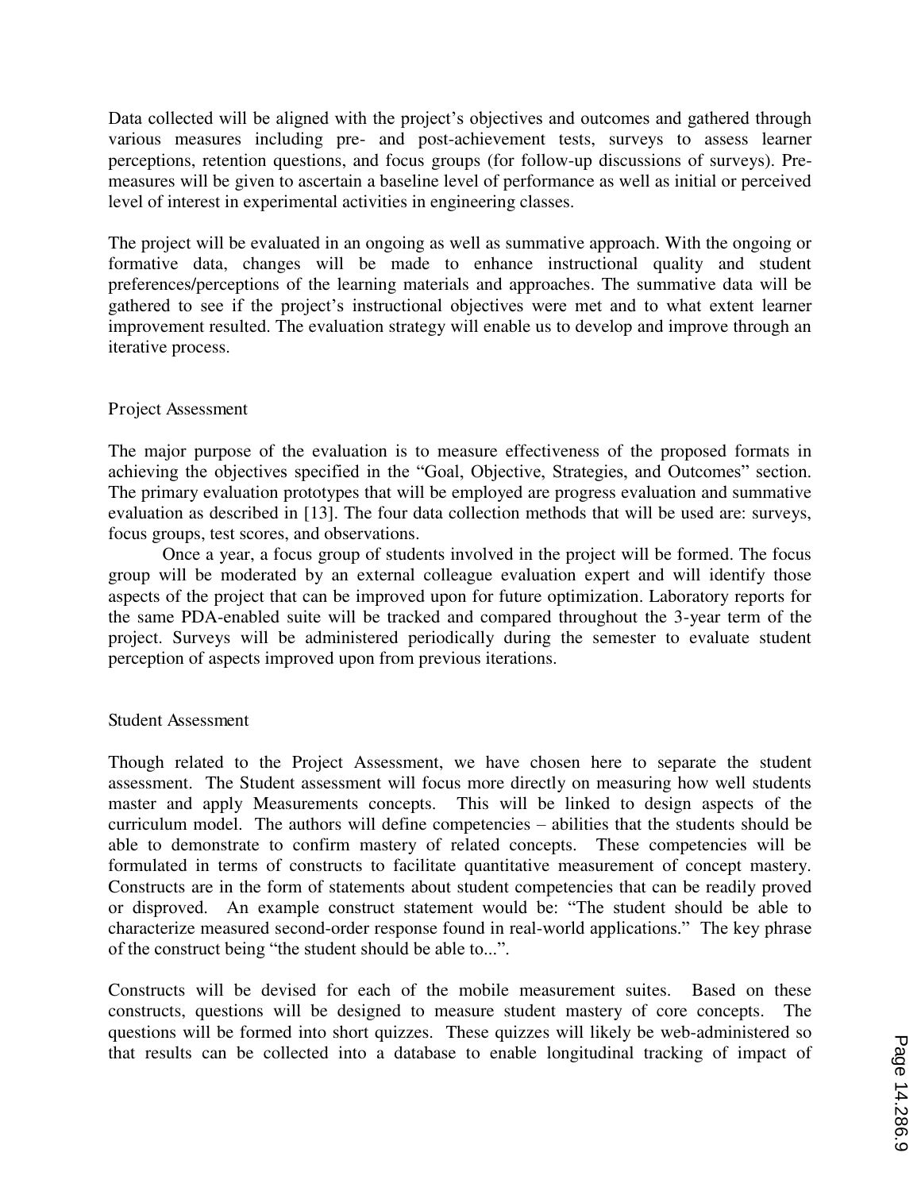Data collected will be aligned with the project's objectives and outcomes and gathered through various measures including pre- and post-achievement tests, surveys to assess learner perceptions, retention questions, and focus groups (for follow-up discussions of surveys). Pre-measures will be given to ascertain a baseline level of performance as well as initial or perceived level of interest in experimental activities in engineering classes.

The project will be evaluated in an ongoing as well as summative approach. With the ongoing or formative data, changes will be made to enhance instructional quality and student preferences/perceptions of the learning materials and approaches. The summative data will be gathered to see if the project's instructional objectives were met and to what extent learner improvement resulted. The evaluation strategy will enable us to develop and improve through an iterative process.

## Project Assessment

The major purpose of the evaluation is to measure effectiveness of the proposed formats in achieving the objectives specified in the "Goal, Objective, Strategies, and Outcomes" section. The primary evaluation prototypes that will be employed are progress evaluation and summative evaluation as described in [13]. The four data collection methods that will be used are: surveys, focus groups, test scores, and observations.

Once a year, a focus group of students involved in the project will be formed. The focus group will be moderated by an external colleague evaluation expert and will identify those aspects of the project that can be improved upon for future optimization. Laboratory reports for the same PDA-enabled suite will be tracked and compared throughout the 3-year term of the project. Surveys will be administered periodically during the semester to evaluate student perception of aspects improved upon from previous iterations.

## Student Assessment

Though related to the Project Assessment, we have chosen here to separate the student assessment. The Student assessment will focus more directly on measuring how well students master and apply Measurements concepts. This will be linked to design aspects of the curriculum model. The authors will define competencies – abilities that the students should be able to demonstrate to confirm mastery of related concepts. These competencies will be formulated in terms of constructs to facilitate quantitative measurement of concept mastery. Constructs are in the form of statements about student competencies that can be readily proved or disproved. An example construct statement would be: "The student should be able to characterize measured second-order response found in real-world applications." The key phrase of the construct being "the student should be able to...".

Constructs will be devised for each of the mobile measurement suites. Based on these constructs, questions will be designed to measure student mastery of core concepts. The questions will be formed into short quizzes. These quizzes will likely be web-administered so that results can be collected into a database to enable longitudinal tracking of impact of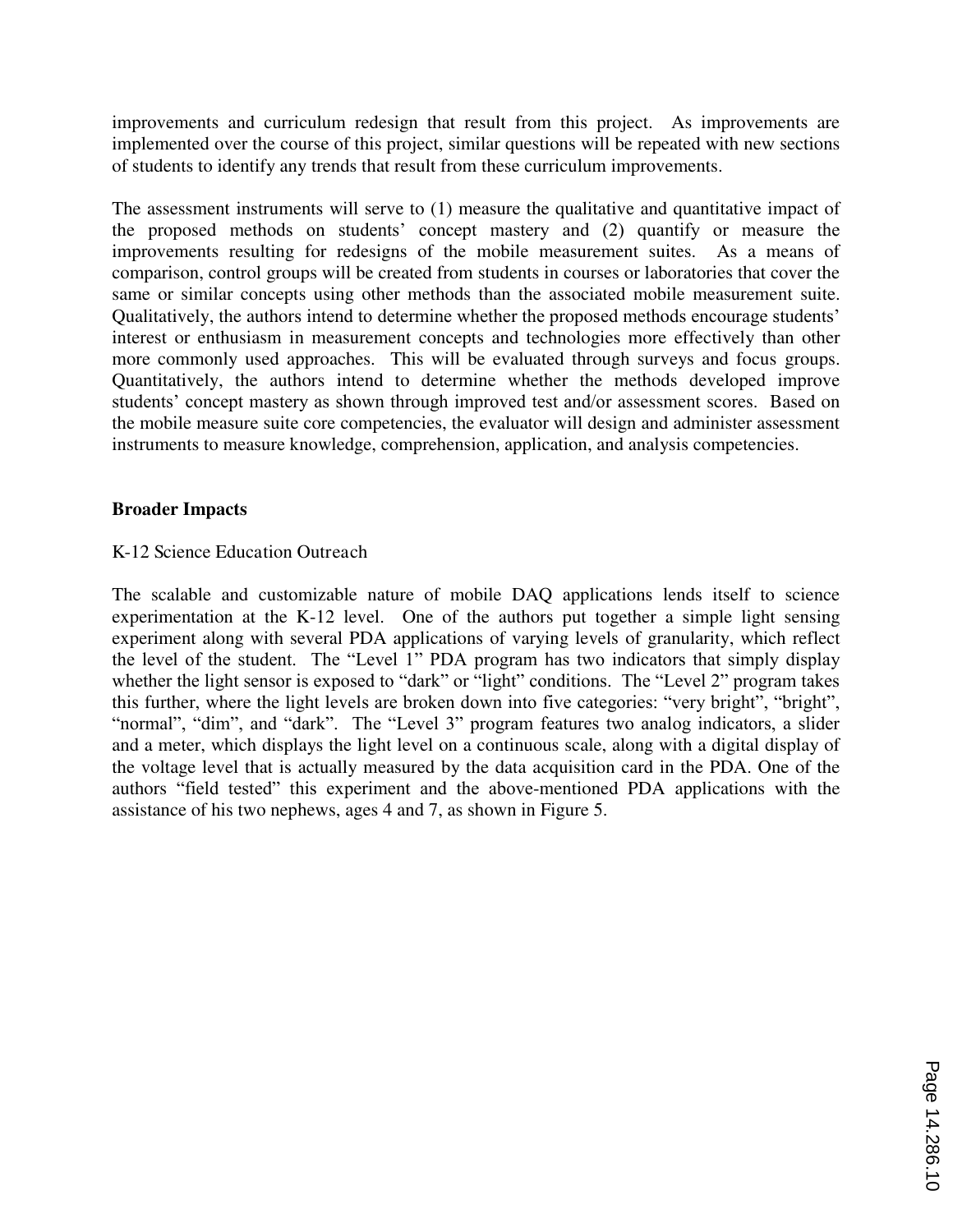improvements and curriculum redesign that result from this project. As improvements are implemented over the course of this project, similar questions will be repeated with new sections of students to identify any trends that result from these curriculum improvements.

The assessment instruments will serve to (1) measure the qualitative and quantitative impact of the proposed methods on students' concept mastery and (2) quantify or measure the improvements resulting for redesigns of the mobile measurement suites. As a means of comparison, control groups will be created from students in courses or laboratories that cover the same or similar concepts using other methods than the associated mobile measurement suite. Qualitatively, the authors intend to determine whether the proposed methods encourage students' interest or enthusiasm in measurement concepts and technologies more effectively than other more commonly used approaches. This will be evaluated through surveys and focus groups. Quantitatively, the authors intend to determine whether the methods developed improve students' concept mastery as shown through improved test and/or assessment scores. Based on the mobile measure suite core competencies, the evaluator will design and administer assessment instruments to measure knowledge, comprehension, application, and analysis competencies.

## Broader Impacts

### K-12 Science Education Outreach

The scalable and customizable nature of mobile DAQ applications lends itself to science experimentation at the K-12 level. One of the authors put together a simple light sensing experiment along with several PDA applications of varying levels of granularity, which reflect the level of the student. The "Level 1" PDA program has two indicators that simply display whether the light sensor is exposed to "dark" or "light" conditions. The "Level 2" program takes this further, where the light levels are broken down into five categories: "very bright", "bright", "normal", "dim", and "dark". The "Level 3" program features two analog indicators, a slider and a meter, which displays the light level on a continuous scale, along with a digital display of the voltage level that is actually measured by the data acquisition card in the PDA. One of the authors "field tested" this experiment and the above-mentioned PDA applications with the assistance of his two nephews, ages 4 and 7, as shown in Figure 5.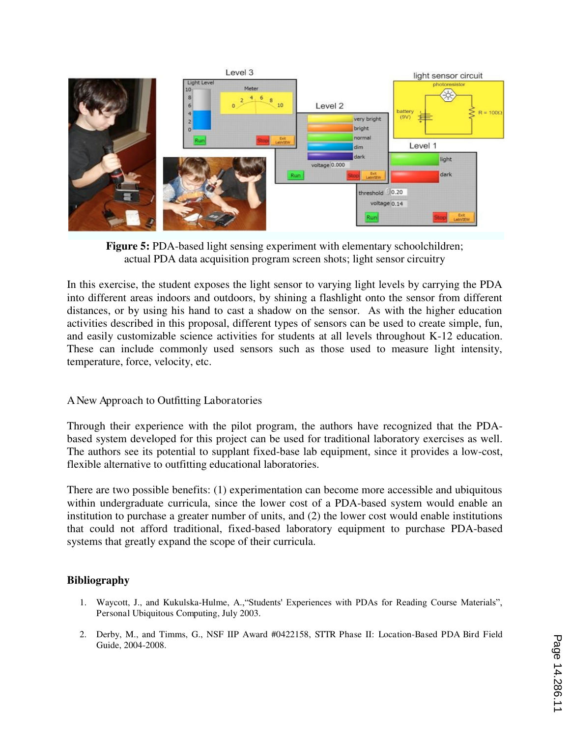**Figure 5:** PDA-based light sensing experiment with elementary schoolchildren; actual PDA data acquisition program screen shots; light sensor circuitry

In this exercise, the student exposes the light sensor to varying light levels by carrying the PDA into different areas indoors and outdoors, by shining a flashlight onto the sensor from different distances, or by using his hand to cast a shadow on the sensor. As with the higher education activities described in this proposal, different types of sensors can be used to create simple, fun, and easily customizable science activities for students at all levels throughout K-12 education. These can include commonly used sensors such as those used to measure light intensity, temperature, force, velocity, etc.

## A New Approach to Outfitting Laboratories

Through their experience with the pilot program, the authors have recognized that the PDA-based system developed for this project can be used for traditional laboratory exercises as well. The authors see its potential to supplant fixed-base lab equipment, since it provides a low-cost, flexible alternative to outfitting educational laboratories.

There are two possible benefits: (1) experimentation can become more accessible and ubiquitous within undergraduate curricula, since the lower cost of a PDA-based system would enable an institution to purchase a greater number of units, and (2) the lower cost would enable institutions that could not afford traditional, fixed-based laboratory equipment to purchase PDA-based systems that greatly expand the scope of their curricula.

## Bibliography

1. Waycott, J., and Kukulska-Hulme, A.,"Students' Experiences with PDAs for Reading Course Materials", Personal Ubiquitous Computing, July 2003.

2. Derby, M., and Timms, G., NSF IIP Award #0422158, STTR Phase II: Location-Based PDA Bird Field Guide, 2004-2008.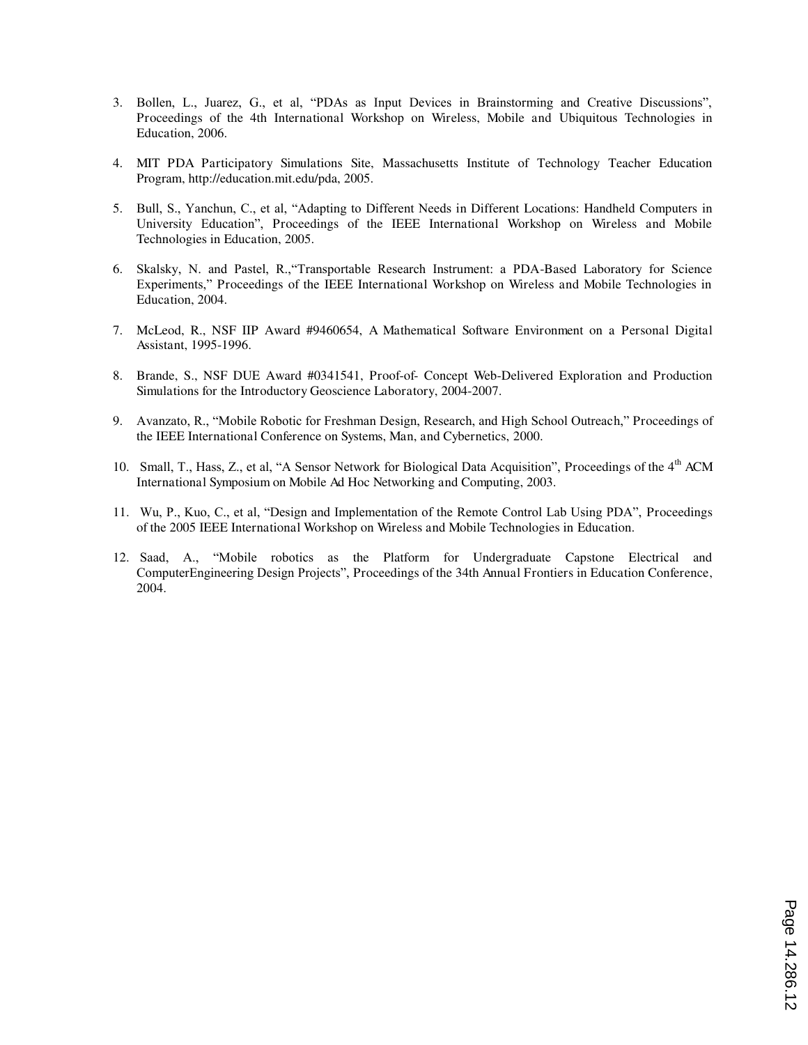3. Bollen, L., Juarez, G., et al, "PDAs as Input Devices in Brainstorming and Creative Discussions", Proceedings of the 4th International Workshop on Wireless, Mobile and Ubiquitous Technologies in Education, 2006.

4. MIT PDA Participatory Simulations Site, Massachusetts Institute of Technology Teacher Education Program, http://education.mit.edu/pda, 2005.

5. Bull, S., Yanchun, C., et al, "Adapting to Different Needs in Different Locations: Handheld Computers in University Education", Proceedings of the IEEE International Workshop on Wireless and Mobile Technologies in Education, 2005.

6. Skalsky, N. and Pastel, R.,"Transportable Research Instrument: a PDA-Based Laboratory for Science Experiments," Proceedings of the IEEE International Workshop on Wireless and Mobile Technologies in Education, 2004.

7. McLeod, R., NSF IIP Award #9460654, A Mathematical Software Environment on a Personal Digital Assistant, 1995-1996.

8. Brande, S., NSF DUE Award #0341541, Proof-of- Concept Web-Delivered Exploration and Production Simulations for the Introductory Geoscience Laboratory, 2004-2007.

9. Avanzato, R., "Mobile Robotic for Freshman Design, Research, and High School Outreach," Proceedings of the IEEE International Conference on Systems, Man, and Cybernetics, 2000.

10. Small, T., Hass, Z., et al, "A Sensor Network for Biological Data Acquisition", Proceedings of the 4th ACM International Symposium on Mobile Ad Hoc Networking and Computing, 2003.

11. Wu, P., Kuo, C., et al, "Design and Implementation of the Remote Control Lab Using PDA", Proceedings of the 2005 IEEE International Workshop on Wireless and Mobile Technologies in Education.

12. Saad, A., "Mobile robotics as the Platform for Undergraduate Capstone Electrical and ComputerEngineering Design Projects", Proceedings of the 34th Annual Frontiers in Education Conference, 2004.